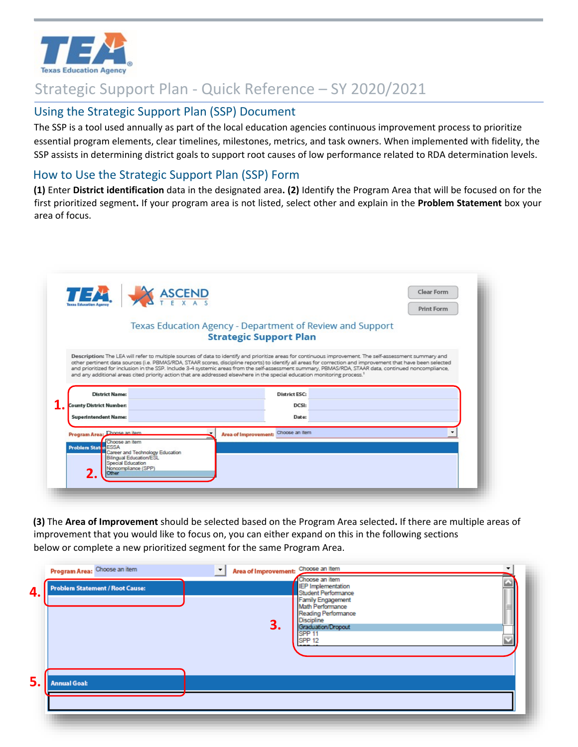Texas Education Agency

# Strategic Support Plan - Quick Reference – SY 2020/2021

## Using the Strategic Support Plan (SSP) Document

The SSP is a tool used annually as part of the local education agencies continuous improvement process to prioritize essential program elements, clear timelines, milestones, metrics, and task owners. When implemented with fidelity, the SSP assists in determining district goals to support root causes of low performance related to RDA determination levels.

## How to Use the Strategic Support Plan (SSP) Form

**(1)** Enter **District identification** data in the designated area**. (2)** Identify the Program Area that will be focused on for the first prioritized segment**.** If your program area is not listed, select other and explain in the **Problem Statement** box your area of focus.

**(3)** The **Area of Improvement** should be selected based on the Program Area selected**.** If there are multiple areas of improvement that you would like to focus on, you can either expand on this in the following sections below or complete a new prioritized segment for the same Program Area.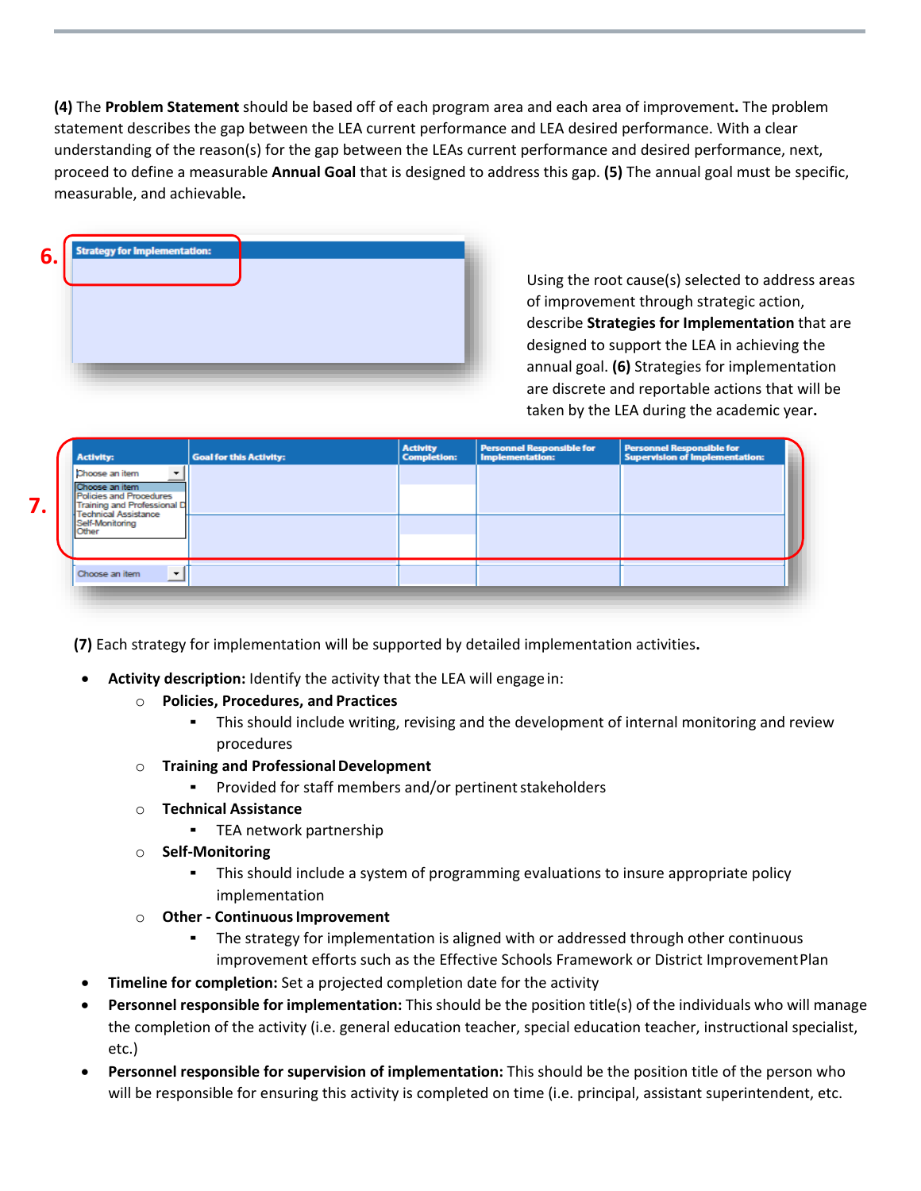**(4)** The **Problem Statement** should be based off of each program area and each area of improvement**.** The problem statement describes the gap between the LEA current performance and LEA desired performance. With a clear understanding of the reason(s) for the gap between the LEAs current performance and desired performance, next, proceed to define a measurable **Annual Goal** that is designed to address this gap. **(5)** The annual goal must be specific, measurable, and achievable**.**

6.

| Strategy for Implementation: |
| --- |
| |

Using the root cause(s) selected to address areas of improvement through strategic action, describe **Strategies for Implementation** that are designed to support the LEA in achieving the annual goal. **(6)** Strategies for implementation are discrete and reportable actions that will be taken by the LEA during the academic year**.**

7.

| Activity: | Goal for this Activity: | Activity Completion: | Personnel Responsible for Implementation: | Personnel Responsible for Supervision of Implementation: |
| --- | --- | --- | --- | --- |
| Choose an item<br>Choose an item<br>Policies and Procedures<br>Training and Professional D<br>Technical Assistance<br>Self-Monitoring<br>Other | | | | |
| | | | | |
| Choose an item | | | | |

**(7)** Each strategy for implementation will be supported by detailed implementation activities**.**

- **Activity description:** Identify the activity that the LEA will engage in:
  - **Policies, Procedures, and Practices**
    - This should include writing, revising and the development of internal monitoring and review procedures
  - **Training and Professional Development**
    - Provided for staff members and/or pertinent stakeholders
  - **Technical Assistance**
    - TEA network partnership
  - **Self-Monitoring**
    - This should include a system of programming evaluations to insure appropriate policy implementation
  - **Other - Continuous Improvement**
    - The strategy for implementation is aligned with or addressed through other continuous improvement efforts such as the Effective Schools Framework or District Improvement Plan
- **Timeline for completion:** Set a projected completion date for the activity
- **Personnel responsible for implementation:** This should be the position title(s) of the individuals who will manage the completion of the activity (i.e. general education teacher, special education teacher, instructional specialist, etc.)
- **Personnel responsible for supervision of implementation:** This should be the position title of the person who will be responsible for ensuring this activity is completed on time (i.e. principal, assistant superintendent, etc.